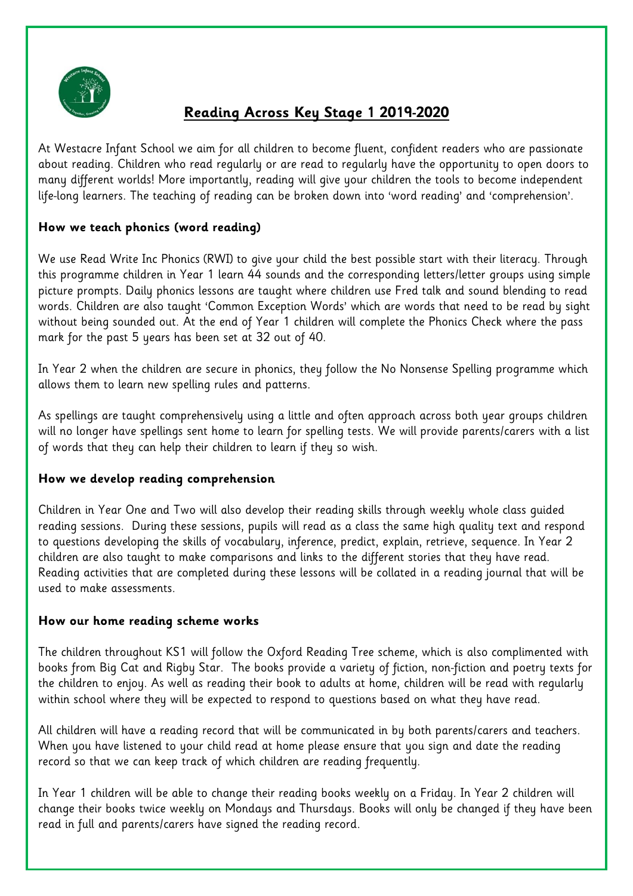# Reading Across Key Stage 1 2019-2020

At Westacre Infant School we aim for all children to become fluent, confident readers who are passionate about reading. Children who read regularly or are read to regularly have the opportunity to open doors to many different worlds! More importantly, reading will give your children the tools to become independent life-long learners. The teaching of reading can be broken down into 'word reading' and 'comprehension'.

**How we teach phonics (word reading)**

We use Read Write Inc Phonics (RWI) to give your child the best possible start with their literacy. Through this programme children in Year 1 learn 44 sounds and the corresponding letters/letter groups using simple picture prompts. Daily phonics lessons are taught where children use Fred talk and sound blending to read words. Children are also taught 'Common Exception Words' which are words that need to be read by sight without being sounded out. At the end of Year 1 children will complete the Phonics Check where the pass mark for the past 5 years has been set at 32 out of 40.

In Year 2 when the children are secure in phonics, they follow the No Nonsense Spelling programme which allows them to learn new spelling rules and patterns.

As spellings are taught comprehensively using a little and often approach across both year groups children will no longer have spellings sent home to learn for spelling tests. We will provide parents/carers with a list of words that they can help their children to learn if they so wish.

**How we develop reading comprehension**

Children in Year One and Two will also develop their reading skills through weekly whole class guided reading sessions. During these sessions, pupils will read as a class the same high quality text and respond to questions developing the skills of vocabulary, inference, predict, explain, retrieve, sequence. In Year 2 children are also taught to make comparisons and links to the different stories that they have read. Reading activities that are completed during these lessons will be collated in a reading journal that will be used to make assessments.

**How our home reading scheme works**

The children throughout KS1 will follow the Oxford Reading Tree scheme, which is also complimented with books from Big Cat and Rigby Star. The books provide a variety of fiction, non-fiction and poetry texts for the children to enjoy. As well as reading their book to adults at home, children will be read with regularly within school where they will be expected to respond to questions based on what they have read.

All children will have a reading record that will be communicated in by both parents/carers and teachers. When you have listened to your child read at home please ensure that you sign and date the reading record so that we can keep track of which children are reading frequently.

In Year 1 children will be able to change their reading books weekly on a Friday. In Year 2 children will change their books twice weekly on Mondays and Thursdays. Books will only be changed if they have been read in full and parents/carers have signed the reading record.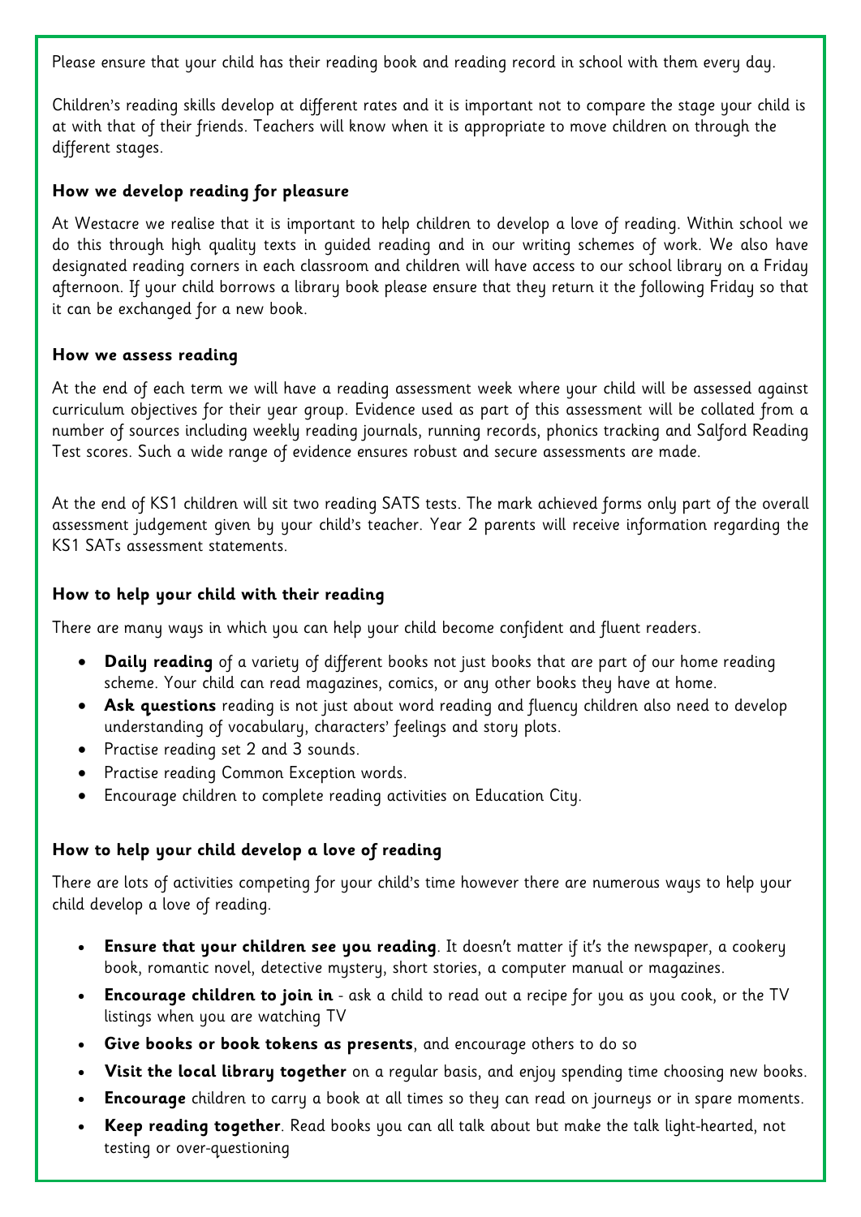Please ensure that your child has their reading book and reading record in school with them every day.

Children's reading skills develop at different rates and it is important not to compare the stage your child is at with that of their friends. Teachers will know when it is appropriate to move children on through the different stages.

### How we develop reading for pleasure

At Westacre we realise that it is important to help children to develop a love of reading. Within school we do this through high quality texts in guided reading and in our writing schemes of work. We also have designated reading corners in each classroom and children will have access to our school library on a Friday afternoon. If your child borrows a library book please ensure that they return it the following Friday so that it can be exchanged for a new book.

### How we assess reading

At the end of each term we will have a reading assessment week where your child will be assessed against curriculum objectives for their year group. Evidence used as part of this assessment will be collated from a number of sources including weekly reading journals, running records, phonics tracking and Salford Reading Test scores. Such a wide range of evidence ensures robust and secure assessments are made.

At the end of KS1 children will sit two reading SATS tests. The mark achieved forms only part of the overall assessment judgement given by your child's teacher. Year 2 parents will receive information regarding the KS1 SATs assessment statements.

### How to help your child with their reading

There are many ways in which you can help your child become confident and fluent readers.

- **Daily reading** of a variety of different books not just books that are part of our home reading scheme. Your child can read magazines, comics, or any other books they have at home.
- **Ask questions** reading is not just about word reading and fluency children also need to develop understanding of vocabulary, characters' feelings and story plots.
- Practise reading set 2 and 3 sounds.
- Practise reading Common Exception words.
- Encourage children to complete reading activities on Education City.

### How to help your child develop a love of reading

There are lots of activities competing for your child's time however there are numerous ways to help your child develop a love of reading.

- **Ensure that your children see you reading**. It doesn't matter if it's the newspaper, a cookery book, romantic novel, detective mystery, short stories, a computer manual or magazines.
- **Encourage children to join in** - ask a child to read out a recipe for you as you cook, or the TV listings when you are watching TV
- **Give books or book tokens as presents**, and encourage others to do so
- **Visit the local library together** on a regular basis, and enjoy spending time choosing new books.
- **Encourage** children to carry a book at all times so they can read on journeys or in spare moments.
- **Keep reading together**. Read books you can all talk about but make the talk light-hearted, not testing or over-questioning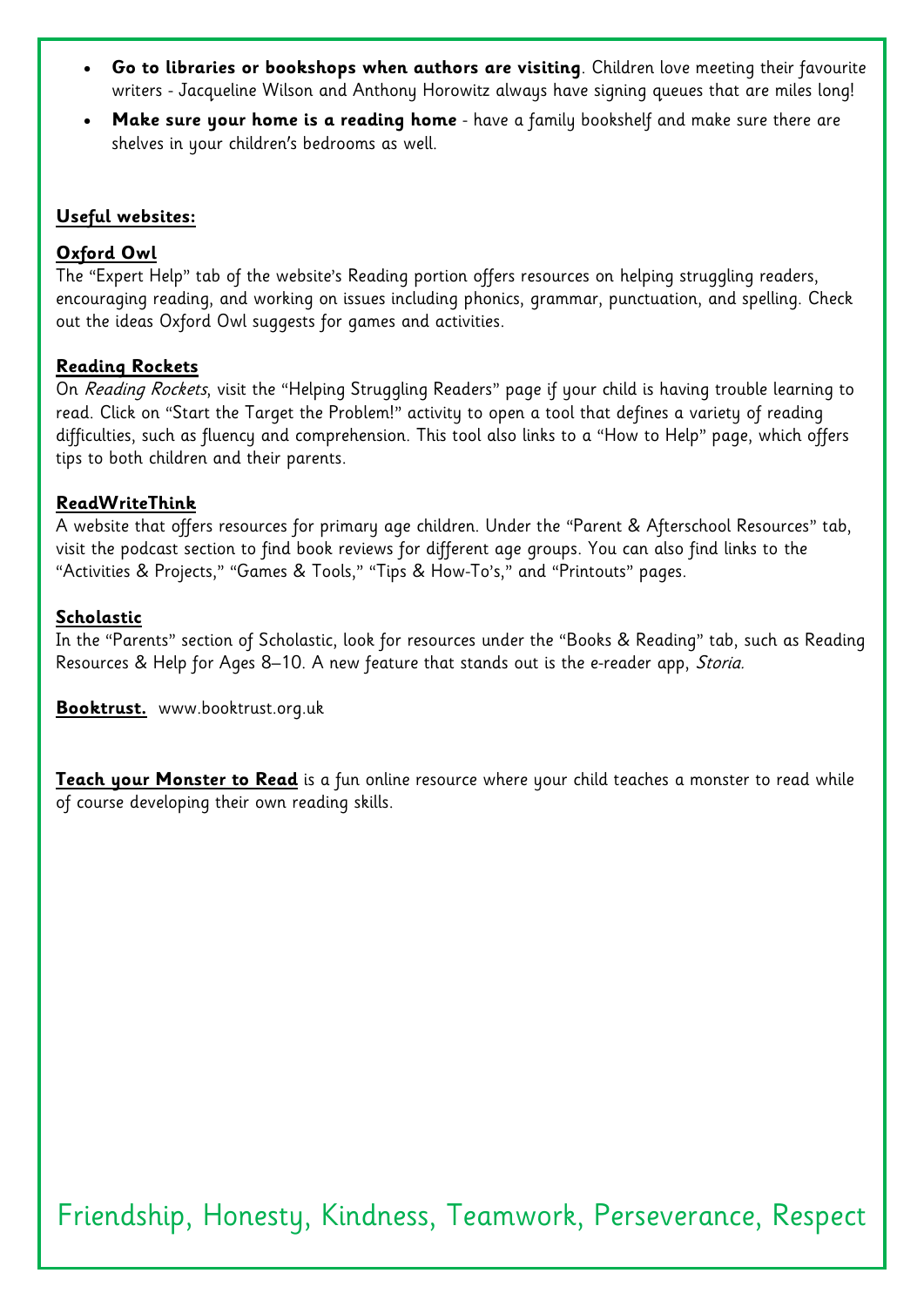- **Go to libraries or bookshops when authors are visiting**. Children love meeting their favourite writers - Jacqueline Wilson and Anthony Horowitz always have signing queues that are miles long!
- **Make sure your home is a reading home** - have a family bookshelf and make sure there are shelves in your children's bedrooms as well.

**Useful websites:**

**Oxford Owl**

The "Expert Help" tab of the website's Reading portion offers resources on helping struggling readers, encouraging reading, and working on issues including phonics, grammar, punctuation, and spelling. Check out the ideas Oxford Owl suggests for games and activities.

**Reading Rockets**

On *Reading Rockets*, visit the "Helping Struggling Readers" page if your child is having trouble learning to read. Click on "Start the Target the Problem!" activity to open a tool that defines a variety of reading difficulties, such as fluency and comprehension. This tool also links to a "How to Help" page, which offers tips to both children and their parents.

**ReadWriteThink**

A website that offers resources for primary age children. Under the "Parent & Afterschool Resources" tab, visit the podcast section to find book reviews for different age groups. You can also find links to the "Activities & Projects," "Games & Tools," "Tips & How-To's," and "Printouts" pages.

**Scholastic**

In the "Parents" section of Scholastic, look for resources under the "Books & Reading" tab, such as Reading Resources & Help for Ages 8–10. A new feature that stands out is the e-reader app, *Storia*.

**Booktrust.** www.booktrust.org.uk

**Teach your Monster to Read** is a fun online resource where your child teaches a monster to read while of course developing their own reading skills.

Friendship, Honesty, Kindness, Teamwork, Perseverance, Respect